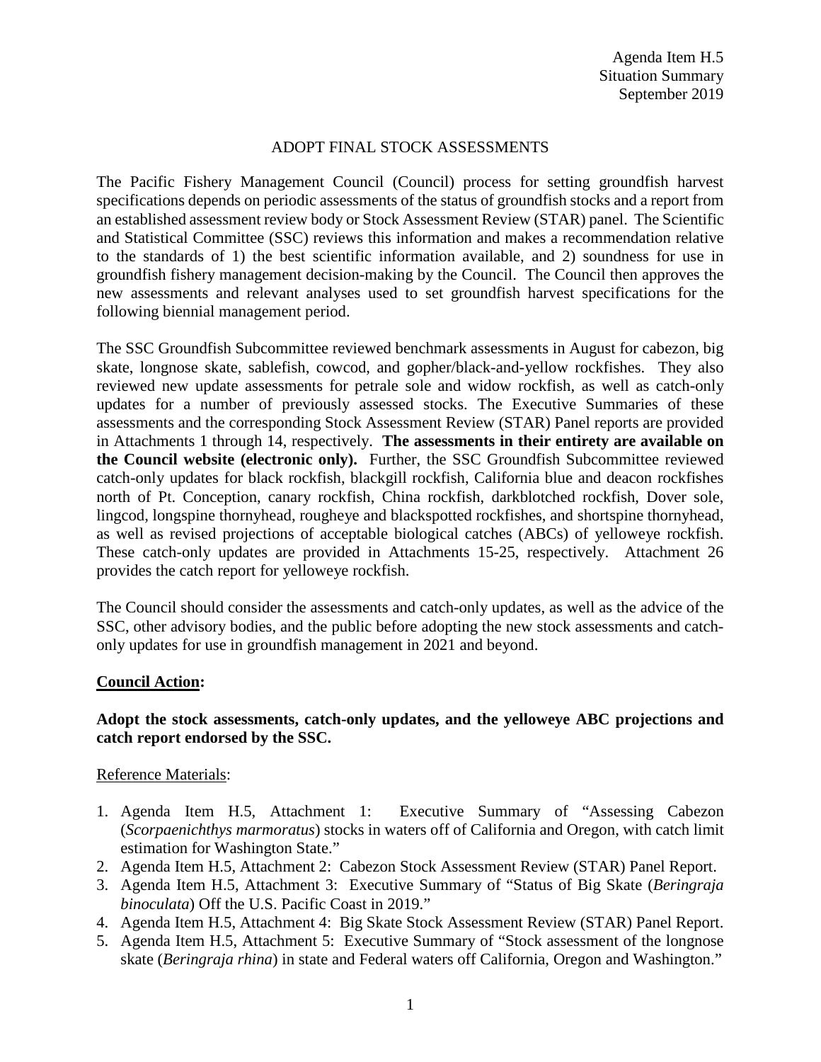Agenda Item H.5
Situation Summary
September 2019

# ADOPT FINAL STOCK ASSESSMENTS

The Pacific Fishery Management Council (Council) process for setting groundfish harvest specifications depends on periodic assessments of the status of groundfish stocks and a report from an established assessment review body or Stock Assessment Review (STAR) panel. The Scientific and Statistical Committee (SSC) reviews this information and makes a recommendation relative to the standards of 1) the best scientific information available, and 2) soundness for use in groundfish fishery management decision-making by the Council. The Council then approves the new assessments and relevant analyses used to set groundfish harvest specifications for the following biennial management period.

The SSC Groundfish Subcommittee reviewed benchmark assessments in August for cabezon, big skate, longnose skate, sablefish, cowcod, and gopher/black-and-yellow rockfishes. They also reviewed new update assessments for petrale sole and widow rockfish, as well as catch-only updates for a number of previously assessed stocks. The Executive Summaries of these assessments and the corresponding Stock Assessment Review (STAR) Panel reports are provided in Attachments 1 through 14, respectively. **The assessments in their entirety are available on the Council website (electronic only).** Further, the SSC Groundfish Subcommittee reviewed catch-only updates for black rockfish, blackgill rockfish, California blue and deacon rockfishes north of Pt. Conception, canary rockfish, China rockfish, darkblotched rockfish, Dover sole, lingcod, longspine thornyhead, rougheye and blackspotted rockfishes, and shortspine thornyhead, as well as revised projections of acceptable biological catches (ABCs) of yelloweye rockfish. These catch-only updates are provided in Attachments 15-25, respectively. Attachment 26 provides the catch report for yelloweye rockfish.

The Council should consider the assessments and catch-only updates, as well as the advice of the SSC, other advisory bodies, and the public before adopting the new stock assessments and catch-only updates for use in groundfish management in 2021 and beyond.

## Council Action:

**Adopt the stock assessments, catch-only updates, and the yelloweye ABC projections and catch report endorsed by the SSC.**

Reference Materials:

1. Agenda Item H.5, Attachment 1: Executive Summary of "Assessing Cabezon (*Scorpaenichthys marmoratus*) stocks in waters off of California and Oregon, with catch limit estimation for Washington State."
2. Agenda Item H.5, Attachment 2: Cabezon Stock Assessment Review (STAR) Panel Report.
3. Agenda Item H.5, Attachment 3: Executive Summary of "Status of Big Skate (*Beringraja binoculata*) Off the U.S. Pacific Coast in 2019."
4. Agenda Item H.5, Attachment 4: Big Skate Stock Assessment Review (STAR) Panel Report.
5. Agenda Item H.5, Attachment 5: Executive Summary of "Stock assessment of the longnose skate (*Beringraja rhina*) in state and Federal waters off California, Oregon and Washington."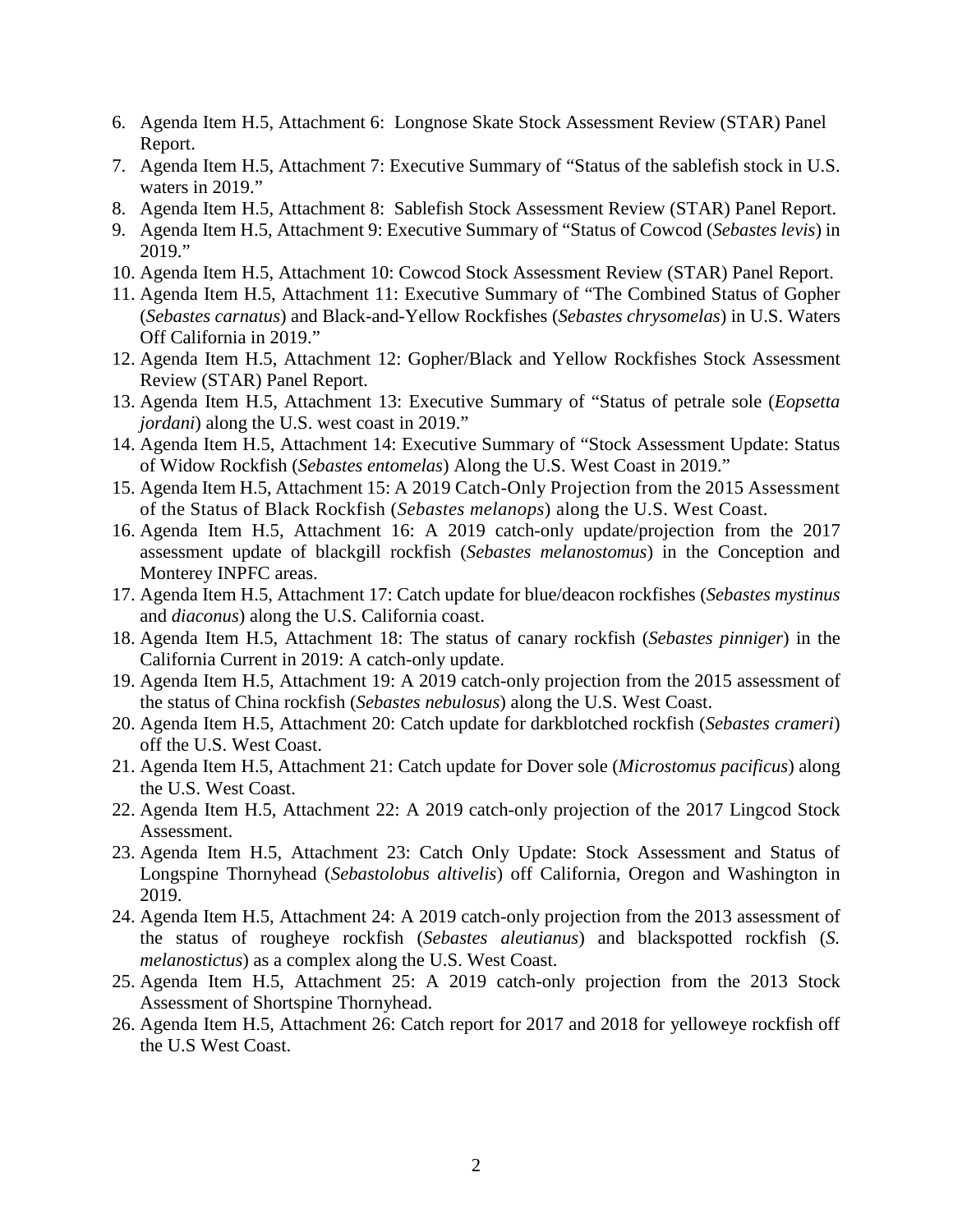6. Agenda Item H.5, Attachment 6: Longnose Skate Stock Assessment Review (STAR) Panel Report.
7. Agenda Item H.5, Attachment 7: Executive Summary of "Status of the sablefish stock in U.S. waters in 2019."
8. Agenda Item H.5, Attachment 8: Sablefish Stock Assessment Review (STAR) Panel Report.
9. Agenda Item H.5, Attachment 9: Executive Summary of "Status of Cowcod (*Sebastes levis*) in 2019."
10. Agenda Item H.5, Attachment 10: Cowcod Stock Assessment Review (STAR) Panel Report.
11. Agenda Item H.5, Attachment 11: Executive Summary of "The Combined Status of Gopher (*Sebastes carnatus*) and Black-and-Yellow Rockfishes (*Sebastes chrysomelas*) in U.S. Waters Off California in 2019."
12. Agenda Item H.5, Attachment 12: Gopher/Black and Yellow Rockfishes Stock Assessment Review (STAR) Panel Report.
13. Agenda Item H.5, Attachment 13: Executive Summary of "Status of petrale sole (*Eopsetta jordani*) along the U.S. west coast in 2019."
14. Agenda Item H.5, Attachment 14: Executive Summary of "Stock Assessment Update: Status of Widow Rockfish (*Sebastes entomelas*) Along the U.S. West Coast in 2019."
15. Agenda Item H.5, Attachment 15: A 2019 Catch-Only Projection from the 2015 Assessment of the Status of Black Rockfish (*Sebastes melanops*) along the U.S. West Coast.
16. Agenda Item H.5, Attachment 16: A 2019 catch-only update/projection from the 2017 assessment update of blackgill rockfish (*Sebastes melanostomus*) in the Conception and Monterey INPFC areas.
17. Agenda Item H.5, Attachment 17: Catch update for blue/deacon rockfishes (*Sebastes mystinus* and *diaconus*) along the U.S. California coast.
18. Agenda Item H.5, Attachment 18: The status of canary rockfish (*Sebastes pinniger*) in the California Current in 2019: A catch-only update.
19. Agenda Item H.5, Attachment 19: A 2019 catch-only projection from the 2015 assessment of the status of China rockfish (*Sebastes nebulosus*) along the U.S. West Coast.
20. Agenda Item H.5, Attachment 20: Catch update for darkblotched rockfish (*Sebastes crameri*) off the U.S. West Coast.
21. Agenda Item H.5, Attachment 21: Catch update for Dover sole (*Microstomus pacificus*) along the U.S. West Coast.
22. Agenda Item H.5, Attachment 22: A 2019 catch-only projection of the 2017 Lingcod Stock Assessment.
23. Agenda Item H.5, Attachment 23: Catch Only Update: Stock Assessment and Status of Longspine Thornyhead (*Sebastolobus altivelis*) off California, Oregon and Washington in 2019.
24. Agenda Item H.5, Attachment 24: A 2019 catch-only projection from the 2013 assessment of the status of rougheye rockfish (*Sebastes aleutianus*) and blackspotted rockfish (*S. melanostictus*) as a complex along the U.S. West Coast.
25. Agenda Item H.5, Attachment 25: A 2019 catch-only projection from the 2013 Stock Assessment of Shortspine Thornyhead.
26. Agenda Item H.5, Attachment 26: Catch report for 2017 and 2018 for yelloweye rockfish off the U.S West Coast.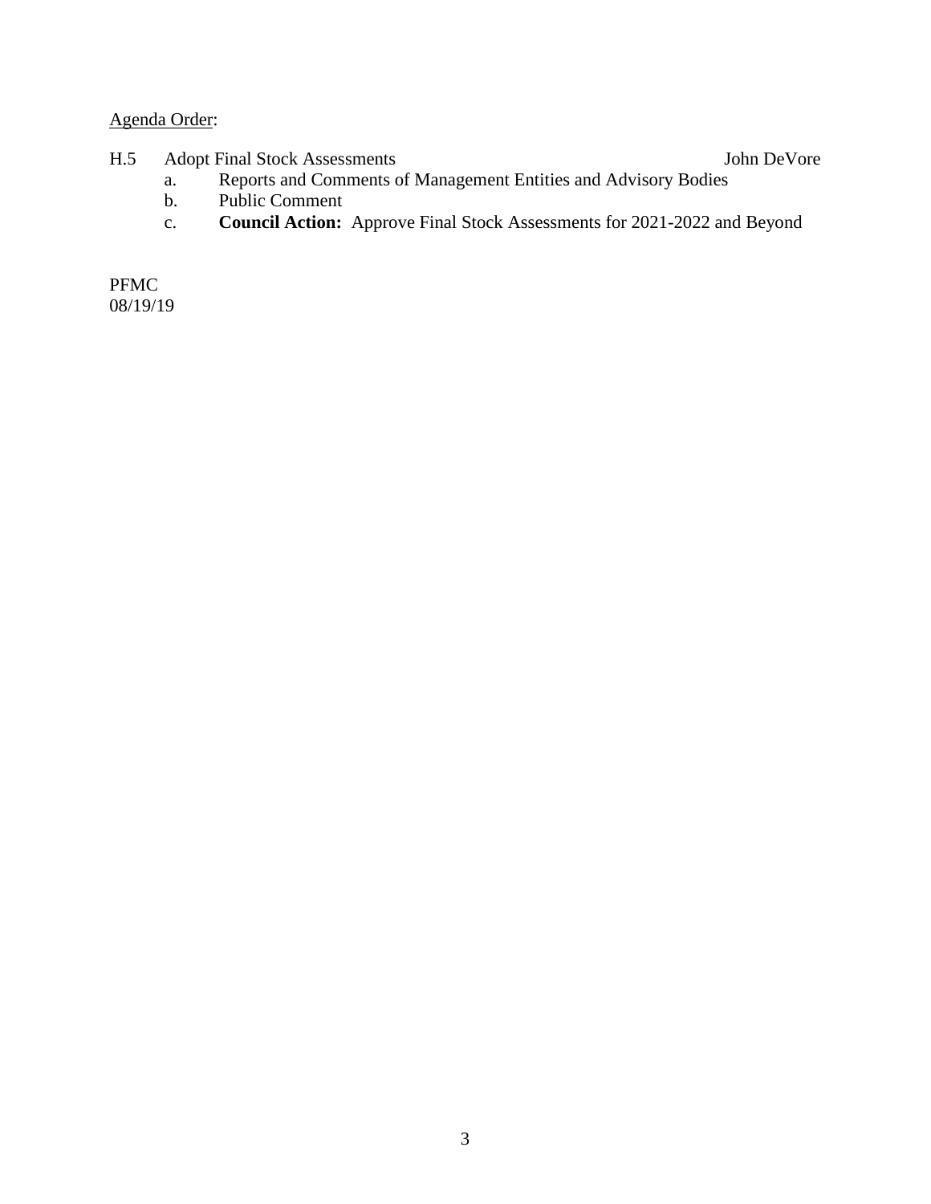<u>Agenda Order</u>:

H.5 Adopt Final Stock Assessments John DeVore

a. Reports and Comments of Management Entities and Advisory Bodies

b. Public Comment

c. **Council Action:** Approve Final Stock Assessments for 2021-2022 and Beyond

PFMC
08/19/19